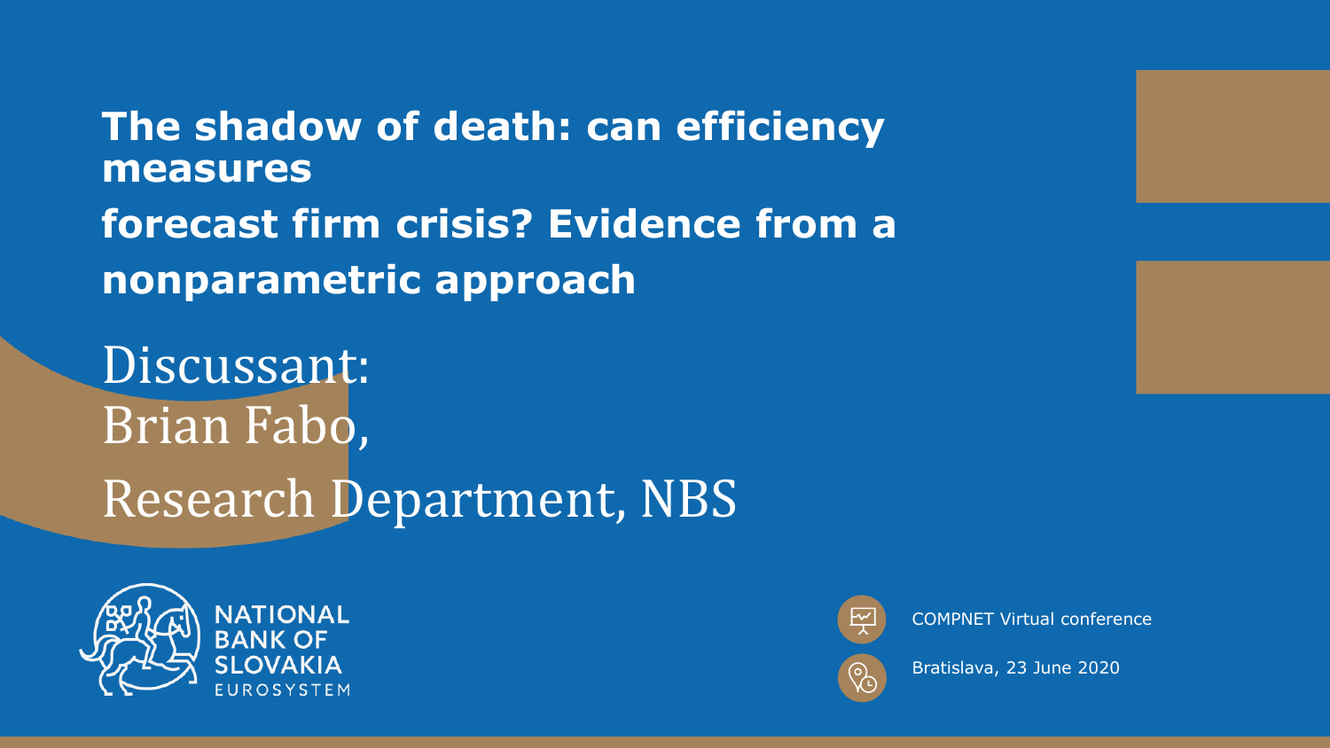# The shadow of death: can efficiency measures forecast firm crisis? Evidence from a nonparametric approach

Discussant:
Brian Fabo,
Research Department, NBS

NATIONAL BANK OF SLOVAKIA
EUROSYSTEM

COMPNET Virtual conference

Bratislava, 23 June 2020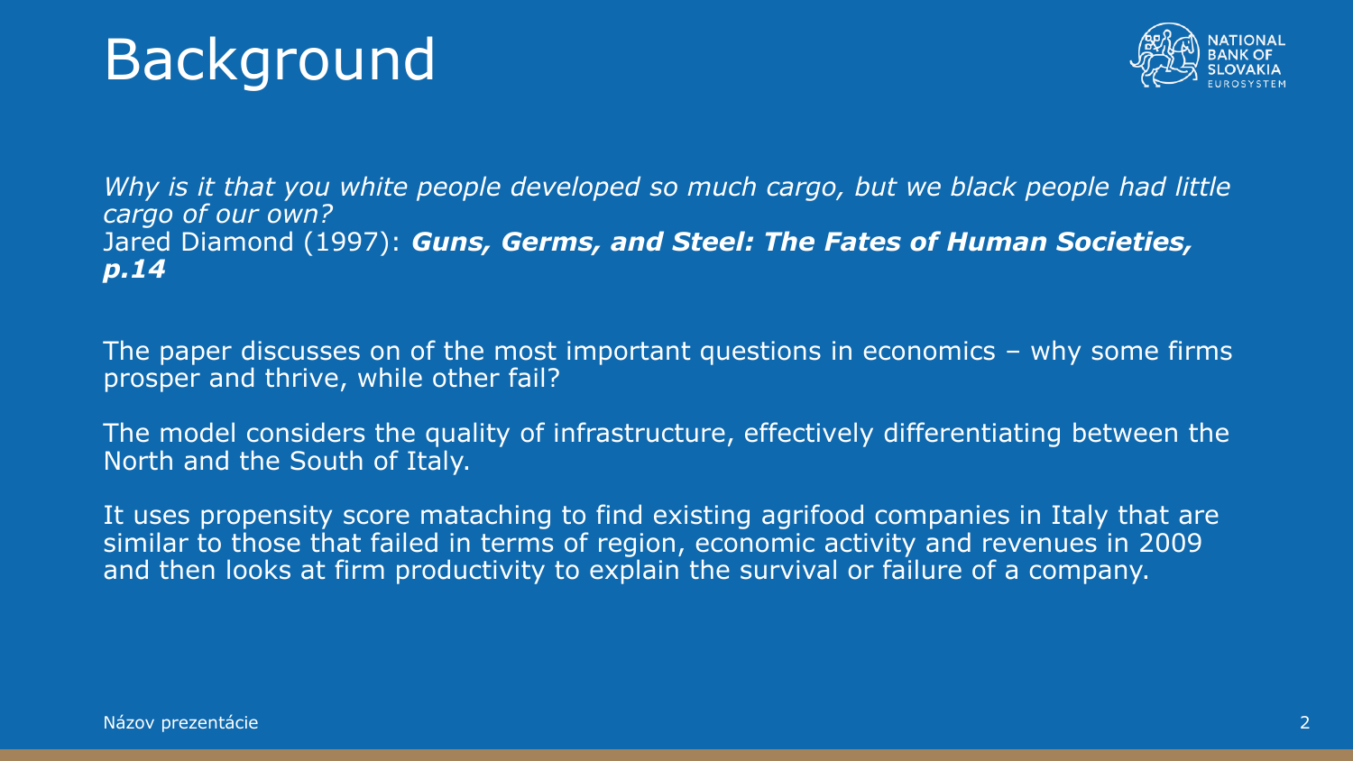# Background

*Why is it that you white people developed so much cargo, but we black people had little cargo of our own?*
Jared Diamond (1997): ***Guns, Germs, and Steel: The Fates of Human Societies, p.14***

The paper discusses on of the most important questions in economics – why some firms prosper and thrive, while other fail?

The model considers the quality of infrastructure, effectively differentiating between the North and the South of Italy.

It uses propensity score mataching to find existing agrifood companies in Italy that are similar to those that failed in terms of region, economic activity and revenues in 2009 and then looks at firm productivity to explain the survival or failure of a company.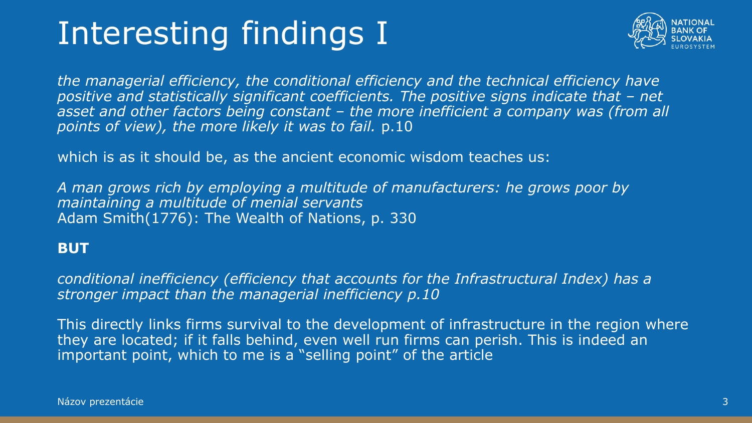# Interesting findings I

*the managerial efficiency, the conditional efficiency and the technical efficiency have positive and statistically significant coefficients. The positive signs indicate that – net asset and other factors being constant – the more inefficient a company was (from all points of view), the more likely it was to fail.* p.10

which is as it should be, as the ancient economic wisdom teaches us:

*A man grows rich by employing a multitude of manufacturers: he grows poor by maintaining a multitude of menial servants*
Adam Smith(1776): The Wealth of Nations, p. 330

**BUT**

*conditional inefficiency (efficiency that accounts for the Infrastructural Index) has a stronger impact than the managerial inefficiency p.10*

This directly links firms survival to the development of infrastructure in the region where they are located; if it falls behind, even well run firms can perish. This is indeed an important point, which to me is a "selling point" of the article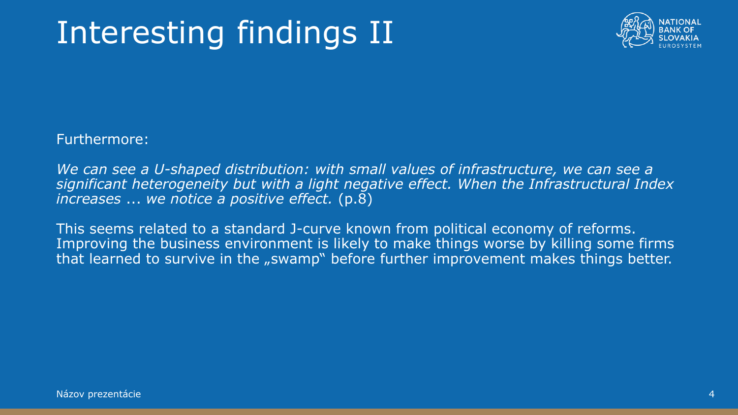# Interesting findings II

Furthermore:

*We can see a U-shaped distribution: with small values of infrastructure, we can see a significant heterogeneity but with a light negative effect. When the Infrastructural Index increases* ... *we notice a positive effect.* (p.8)

This seems related to a standard J-curve known from political economy of reforms. Improving the business environment is likely to make things worse by killing some firms that learned to survive in the „swamp" before further improvement makes things better.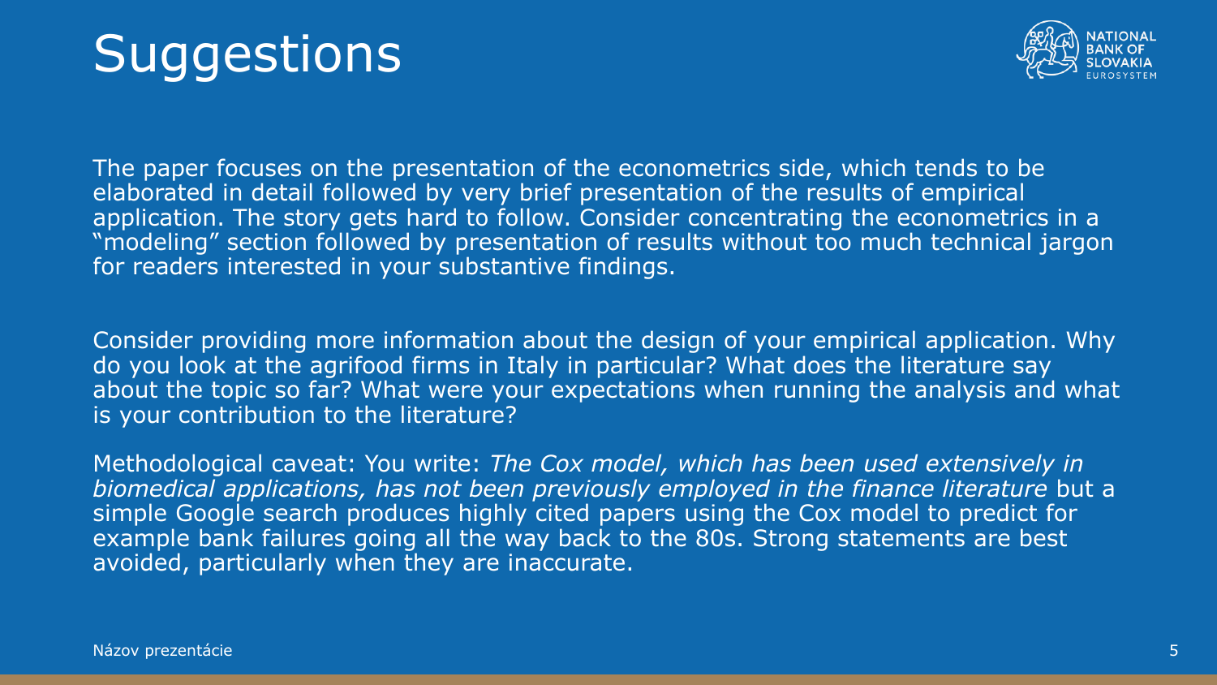# Suggestions

The paper focuses on the presentation of the econometrics side, which tends to be elaborated in detail followed by very brief presentation of the results of empirical application. The story gets hard to follow. Consider concentrating the econometrics in a "modeling" section followed by presentation of results without too much technical jargon for readers interested in your substantive findings.

Consider providing more information about the design of your empirical application. Why do you look at the agrifood firms in Italy in particular? What does the literature say about the topic so far? What were your expectations when running the analysis and what is your contribution to the literature?

Methodological caveat: You write: *The Cox model, which has been used extensively in biomedical applications, has not been previously employed in the finance literature* but a simple Google search produces highly cited papers using the Cox model to predict for example bank failures going all the way back to the 80s. Strong statements are best avoided, particularly when they are inaccurate.